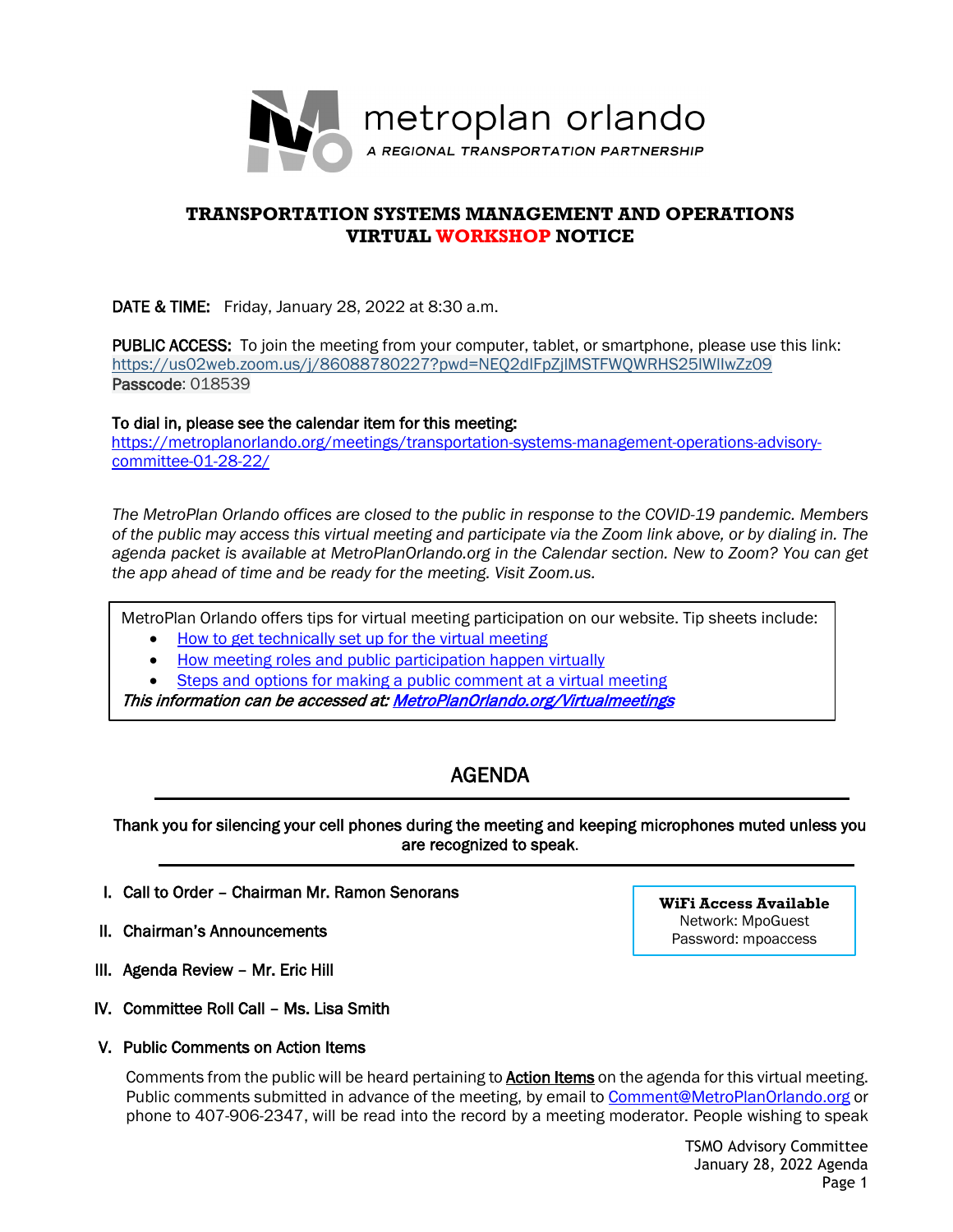metroplan orlando

*A REGIONAL TRANSPORTATION PARTNERSHIP*

# TRANSPORTATION SYSTEMS MANAGEMENT AND OPERATIONS VIRTUAL WORKSHOP NOTICE

**DATE & TIME:** Friday, January 28, 2022 at 8:30 a.m.

**PUBLIC ACCESS:** To join the meeting from your computer, tablet, or smartphone, please use this link: https://us02web.zoom.us/j/86088780227?pwd=NEQ2dlFpZjlMSTFWQWRHS25lWllwZz09
Passcode: 018539

**To dial in, please see the calendar item for this meeting:**
https://metroplanorlando.org/meetings/transportation-systems-management-operations-advisory-committee-01-28-22/

*The MetroPlan Orlando offices are closed to the public in response to the COVID-19 pandemic. Members of the public may access this virtual meeting and participate via the Zoom link above, or by dialing in. The agenda packet is available at MetroPlanOrlando.org in the Calendar section. New to Zoom? You can get the app ahead of time and be ready for the meeting. Visit Zoom.us.*

MetroPlan Orlando offers tips for virtual meeting participation on our website. Tip sheets include:

- How to get technically set up for the virtual meeting
- How meeting roles and public participation happen virtually
- Steps and options for making a public comment at a virtual meeting

*This information can be accessed at: MetroPlanOrlando.org/Virtualmeetings*

## AGENDA

Thank you for silencing your cell phones during the meeting and keeping microphones muted unless you are recognized to speak.

**WiFi Access Available**
Network: MpoGuest
Password: mpoaccess

I. Call to Order – Chairman Mr. Ramon Senorans

II. Chairman's Announcements

III. Agenda Review – Mr. Eric Hill

IV. Committee Roll Call – Ms. Lisa Smith

V. Public Comments on Action Items

Comments from the public will be heard pertaining to **Action Items** on the agenda for this virtual meeting. Public comments submitted in advance of the meeting, by email to Comment@MetroPlanOrlando.org or phone to 407-906-2347, will be read into the record by a meeting moderator. People wishing to speak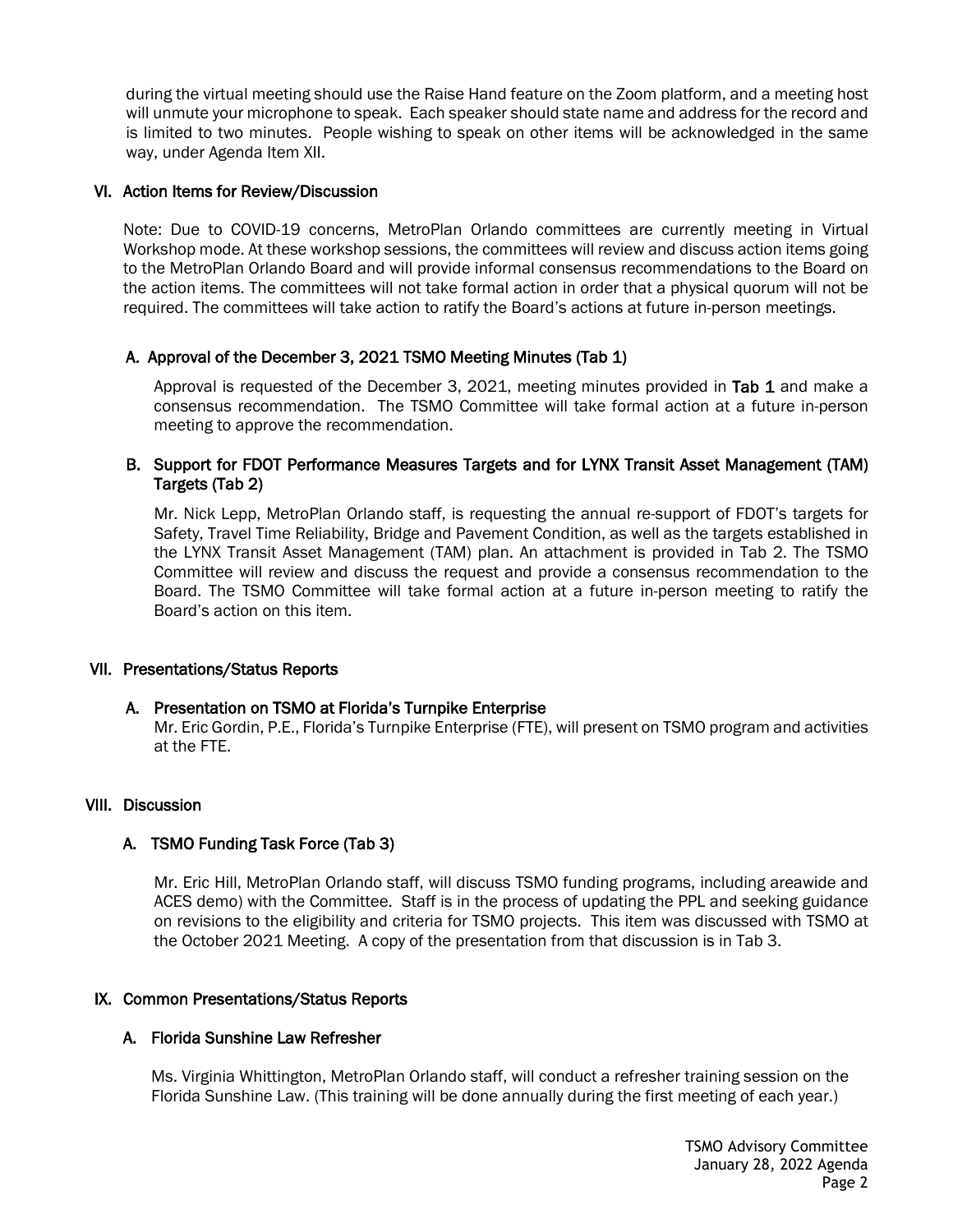during the virtual meeting should use the Raise Hand feature on the Zoom platform, and a meeting host will unmute your microphone to speak. Each speaker should state name and address for the record and is limited to two minutes. People wishing to speak on other items will be acknowledged in the same way, under Agenda Item XII.

## VI. Action Items for Review/Discussion

Note: Due to COVID-19 concerns, MetroPlan Orlando committees are currently meeting in Virtual Workshop mode. At these workshop sessions, the committees will review and discuss action items going to the MetroPlan Orlando Board and will provide informal consensus recommendations to the Board on the action items. The committees will not take formal action in order that a physical quorum will not be required. The committees will take action to ratify the Board's actions at future in-person meetings.

### A. Approval of the December 3, 2021 TSMO Meeting Minutes (Tab 1)

Approval is requested of the December 3, 2021, meeting minutes provided in **Tab 1** and make a consensus recommendation. The TSMO Committee will take formal action at a future in-person meeting to approve the recommendation.

### B. Support for FDOT Performance Measures Targets and for LYNX Transit Asset Management (TAM) Targets (Tab 2)

Mr. Nick Lepp, MetroPlan Orlando staff, is requesting the annual re-support of FDOT's targets for Safety, Travel Time Reliability, Bridge and Pavement Condition, as well as the targets established in the LYNX Transit Asset Management (TAM) plan. An attachment is provided in Tab 2. The TSMO Committee will review and discuss the request and provide a consensus recommendation to the Board. The TSMO Committee will take formal action at a future in-person meeting to ratify the Board's action on this item.

## VII. Presentations/Status Reports

### A. Presentation on TSMO at Florida's Turnpike Enterprise

Mr. Eric Gordin, P.E., Florida's Turnpike Enterprise (FTE), will present on TSMO program and activities at the FTE.

## VIII. Discussion

### A. TSMO Funding Task Force (Tab 3)

Mr. Eric Hill, MetroPlan Orlando staff, will discuss TSMO funding programs, including areawide and ACES demo) with the Committee. Staff is in the process of updating the PPL and seeking guidance on revisions to the eligibility and criteria for TSMO projects. This item was discussed with TSMO at the October 2021 Meeting. A copy of the presentation from that discussion is in Tab 3.

## IX. Common Presentations/Status Reports

### A. Florida Sunshine Law Refresher

Ms. Virginia Whittington, MetroPlan Orlando staff, will conduct a refresher training session on the Florida Sunshine Law. (This training will be done annually during the first meeting of each year.)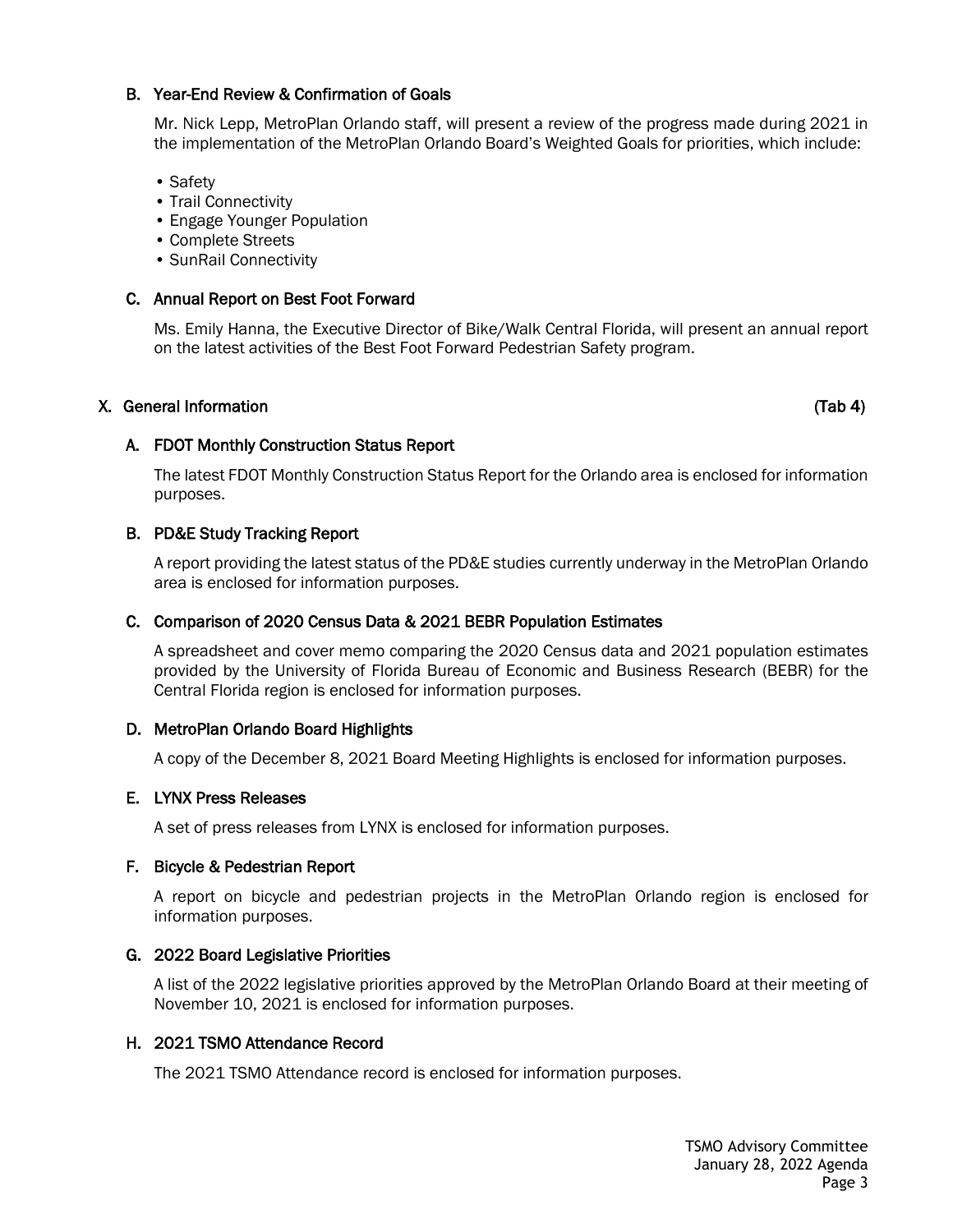### B. Year-End Review & Confirmation of Goals

Mr. Nick Lepp, MetroPlan Orlando staff, will present a review of the progress made during 2021 in the implementation of the MetroPlan Orlando Board's Weighted Goals for priorities, which include:

- Safety
- Trail Connectivity
- Engage Younger Population
- Complete Streets
- SunRail Connectivity

### C. Annual Report on Best Foot Forward

Ms. Emily Hanna, the Executive Director of Bike/Walk Central Florida, will present an annual report on the latest activities of the Best Foot Forward Pedestrian Safety program.

## X. General Information (Tab 4)

### A. FDOT Monthly Construction Status Report

The latest FDOT Monthly Construction Status Report for the Orlando area is enclosed for information purposes.

### B. PD&E Study Tracking Report

A report providing the latest status of the PD&E studies currently underway in the MetroPlan Orlando area is enclosed for information purposes.

### C. Comparison of 2020 Census Data & 2021 BEBR Population Estimates

A spreadsheet and cover memo comparing the 2020 Census data and 2021 population estimates provided by the University of Florida Bureau of Economic and Business Research (BEBR) for the Central Florida region is enclosed for information purposes.

### D. MetroPlan Orlando Board Highlights

A copy of the December 8, 2021 Board Meeting Highlights is enclosed for information purposes.

### E. LYNX Press Releases

A set of press releases from LYNX is enclosed for information purposes.

### F. Bicycle & Pedestrian Report

A report on bicycle and pedestrian projects in the MetroPlan Orlando region is enclosed for information purposes.

### G. 2022 Board Legislative Priorities

A list of the 2022 legislative priorities approved by the MetroPlan Orlando Board at their meeting of November 10, 2021 is enclosed for information purposes.

### H. 2021 TSMO Attendance Record

The 2021 TSMO Attendance record is enclosed for information purposes.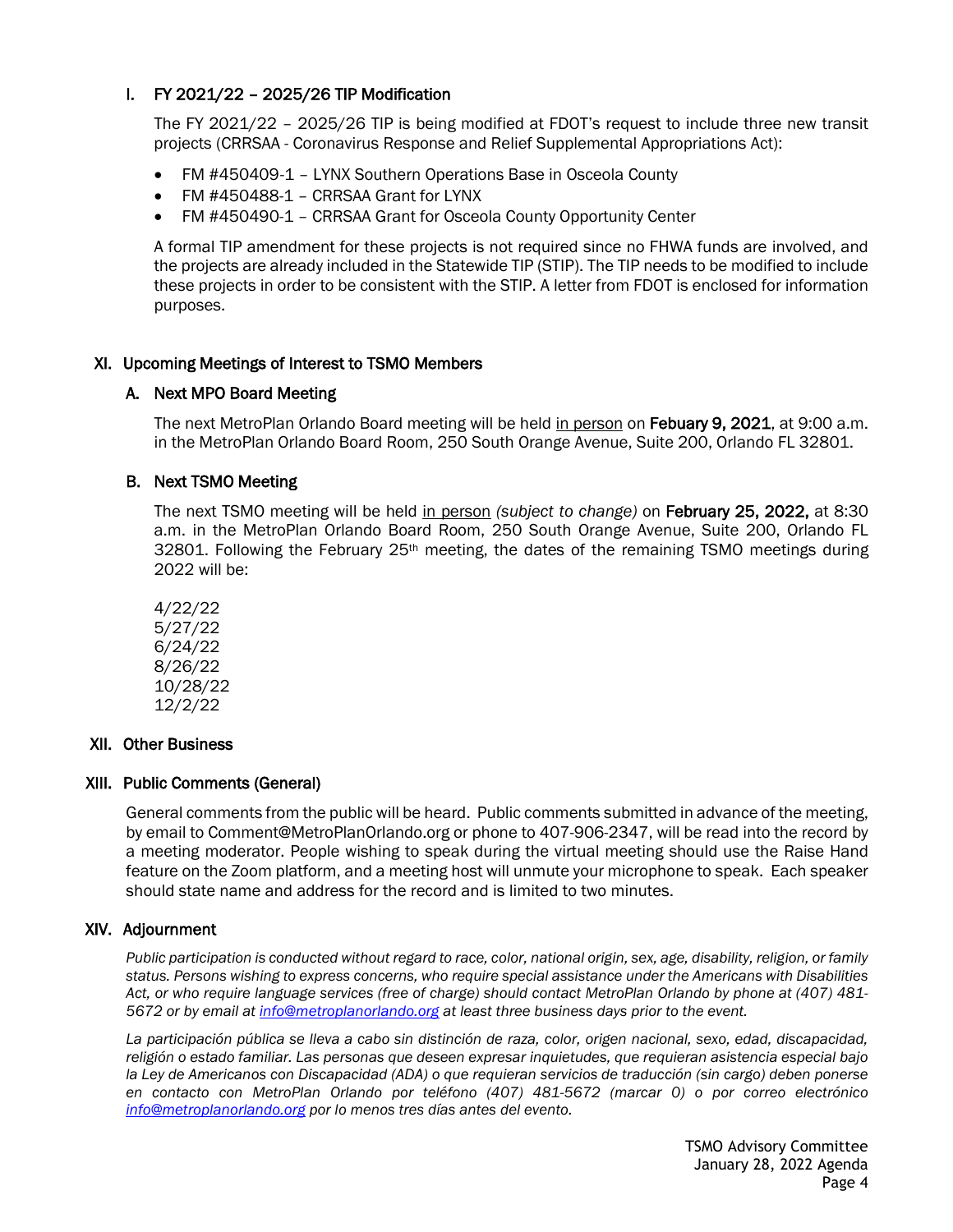### I. FY 2021/22 – 2025/26 TIP Modification

The FY 2021/22 – 2025/26 TIP is being modified at FDOT's request to include three new transit projects (CRRSAA - Coronavirus Response and Relief Supplemental Appropriations Act):

- FM #450409-1 – LYNX Southern Operations Base in Osceola County
- FM #450488-1 – CRRSAA Grant for LYNX
- FM #450490-1 – CRRSAA Grant for Osceola County Opportunity Center

A formal TIP amendment for these projects is not required since no FHWA funds are involved, and the projects are already included in the Statewide TIP (STIP). The TIP needs to be modified to include these projects in order to be consistent with the STIP. A letter from FDOT is enclosed for information purposes.

## XI. Upcoming Meetings of Interest to TSMO Members

### A. Next MPO Board Meeting

The next MetroPlan Orlando Board meeting will be held in person on **Febuary 9, 2021**, at 9:00 a.m. in the MetroPlan Orlando Board Room, 250 South Orange Avenue, Suite 200, Orlando FL 32801.

### B. Next TSMO Meeting

The next TSMO meeting will be held in person *(subject to change)* on **February 25, 2022,** at 8:30 a.m. in the MetroPlan Orlando Board Room, 250 South Orange Avenue, Suite 200, Orlando FL 32801. Following the February 25th meeting, the dates of the remaining TSMO meetings during 2022 will be:

4/22/22
5/27/22
6/24/22
8/26/22
10/28/22
12/2/22

## XII. Other Business

## XIII. Public Comments (General)

General comments from the public will be heard. Public comments submitted in advance of the meeting, by email to Comment@MetroPlanOrlando.org or phone to 407-906-2347, will be read into the record by a meeting moderator. People wishing to speak during the virtual meeting should use the Raise Hand feature on the Zoom platform, and a meeting host will unmute your microphone to speak. Each speaker should state name and address for the record and is limited to two minutes.

## XIV. Adjournment

*Public participation is conducted without regard to race, color, national origin, sex, age, disability, religion, or family status. Persons wishing to express concerns, who require special assistance under the Americans with Disabilities Act, or who require language services (free of charge) should contact MetroPlan Orlando by phone at (407) 481-5672 or by email at info@metroplanorlando.org at least three business days prior to the event.*

*La participación pública se lleva a cabo sin distinción de raza, color, origen nacional, sexo, edad, discapacidad, religión o estado familiar. Las personas que deseen expresar inquietudes, que requieran asistencia especial bajo la Ley de Americanos con Discapacidad (ADA) o que requieran servicios de traducción (sin cargo) deben ponerse en contacto con MetroPlan Orlando por teléfono (407) 481-5672 (marcar 0) o por correo electrónico info@metroplanorlando.org por lo menos tres días antes del evento.*